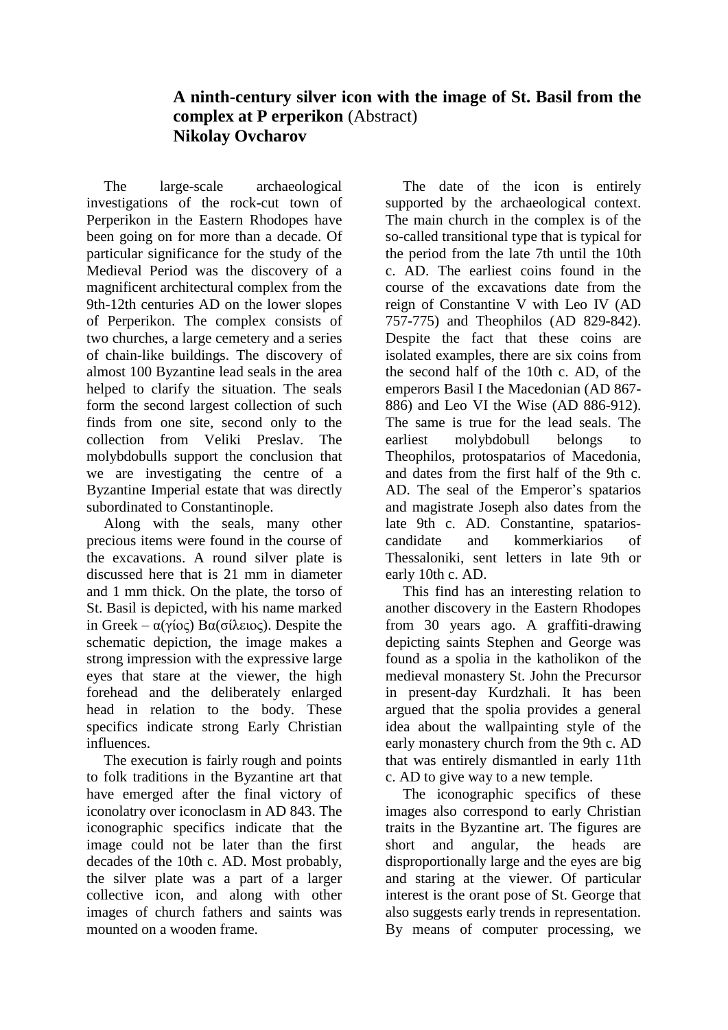# A ninth-century silver icon with the image of St. Basil from the complex at P erperikon (Abstract)

**Nikolay Ovcharov**

The large-scale archaeological investigations of the rock-cut town of Perperikon in the Eastern Rhodopes have been going on for more than a decade. Of particular significance for the study of the Medieval Period was the discovery of a magnificent architectural complex from the 9th-12th centuries AD on the lower slopes of Perperikon. The complex consists of two churches, a large cemetery and a series of chain-like buildings. The discovery of almost 100 Byzantine lead seals in the area helped to clarify the situation. The seals form the second largest collection of such finds from one site, second only to the collection from Veliki Preslav. The molybdobulls support the conclusion that we are investigating the centre of a Byzantine Imperial estate that was directly subordinated to Constantinople.

Along with the seals, many other precious items were found in the course of the excavations. A round silver plate is discussed here that is 21 mm in diameter and 1 mm thick. On the plate, the torso of St. Basil is depicted, with his name marked in Greek – α(γίος) Βα(σίλειος). Despite the schematic depiction, the image makes a strong impression with the expressive large eyes that stare at the viewer, the high forehead and the deliberately enlarged head in relation to the body. These specifics indicate strong Early Christian influences.

The execution is fairly rough and points to folk traditions in the Byzantine art that have emerged after the final victory of iconolatry over iconoclasm in AD 843. The iconographic specifics indicate that the image could not be later than the first decades of the 10th c. AD. Most probably, the silver plate was a part of a larger collective icon, and along with other images of church fathers and saints was mounted on a wooden frame.

The date of the icon is entirely supported by the archaeological context. The main church in the complex is of the so-called transitional type that is typical for the period from the late 7th until the 10th c. AD. The earliest coins found in the course of the excavations date from the reign of Constantine V with Leo IV (AD 757-775) and Theophilos (AD 829-842). Despite the fact that these coins are isolated examples, there are six coins from the second half of the 10th c. AD, of the emperors Basil I the Macedonian (AD 867-886) and Leo VI the Wise (AD 886-912). The same is true for the lead seals. The earliest molybdobull belongs to Theophilos, protospatarios of Macedonia, and dates from the first half of the 9th c. AD. The seal of the Emperor's spatarios and magistrate Joseph also dates from the late 9th c. AD. Constantine, spatarios-candidate and kommerkiarios of Thessaloniki, sent letters in late 9th or early 10th c. AD.

This find has an interesting relation to another discovery in the Eastern Rhodopes from 30 years ago. A graffiti-drawing depicting saints Stephen and George was found as a spolia in the katholikon of the medieval monastery St. John the Precursor in present-day Kurdzhali. It has been argued that the spolia provides a general idea about the wallpainting style of the early monastery church from the 9th c. AD that was entirely dismantled in early 11th c. AD to give way to a new temple.

The iconographic specifics of these images also correspond to early Christian traits in the Byzantine art. The figures are short and angular, the heads are disproportionally large and the eyes are big and staring at the viewer. Of particular interest is the orant pose of St. George that also suggests early trends in representation. By means of computer processing, we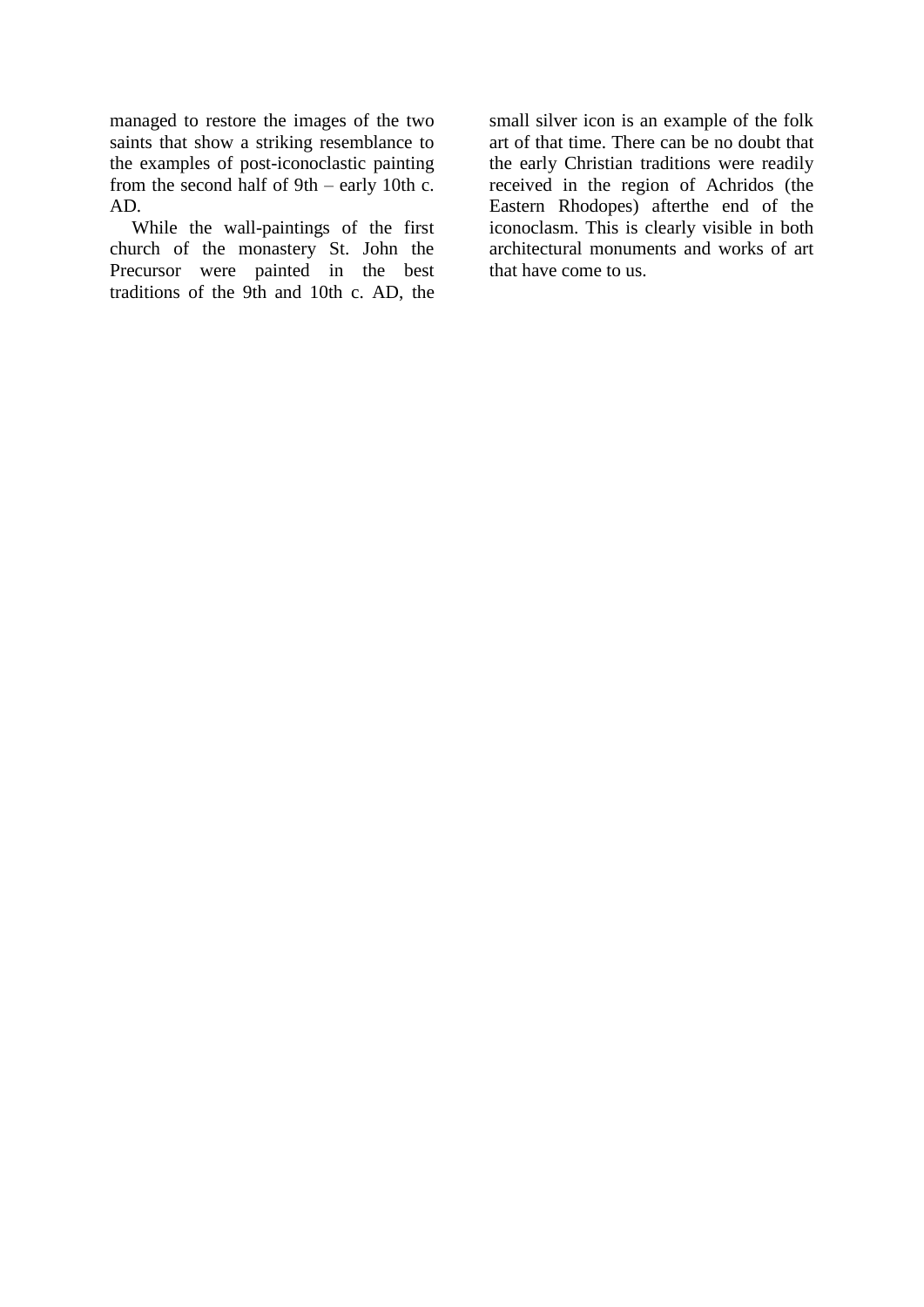managed to restore the images of the two saints that show a striking resemblance to the examples of post-iconoclastic painting from the second half of 9th – early 10th c. AD.

While the wall-paintings of the first church of the monastery St. John the Precursor were painted in the best traditions of the 9th and 10th c. AD, the small silver icon is an example of the folk art of that time. There can be no doubt that the early Christian traditions were readily received in the region of Achridos (the Eastern Rhodopes) afterthe end of the iconoclasm. This is clearly visible in both architectural monuments and works of art that have come to us.